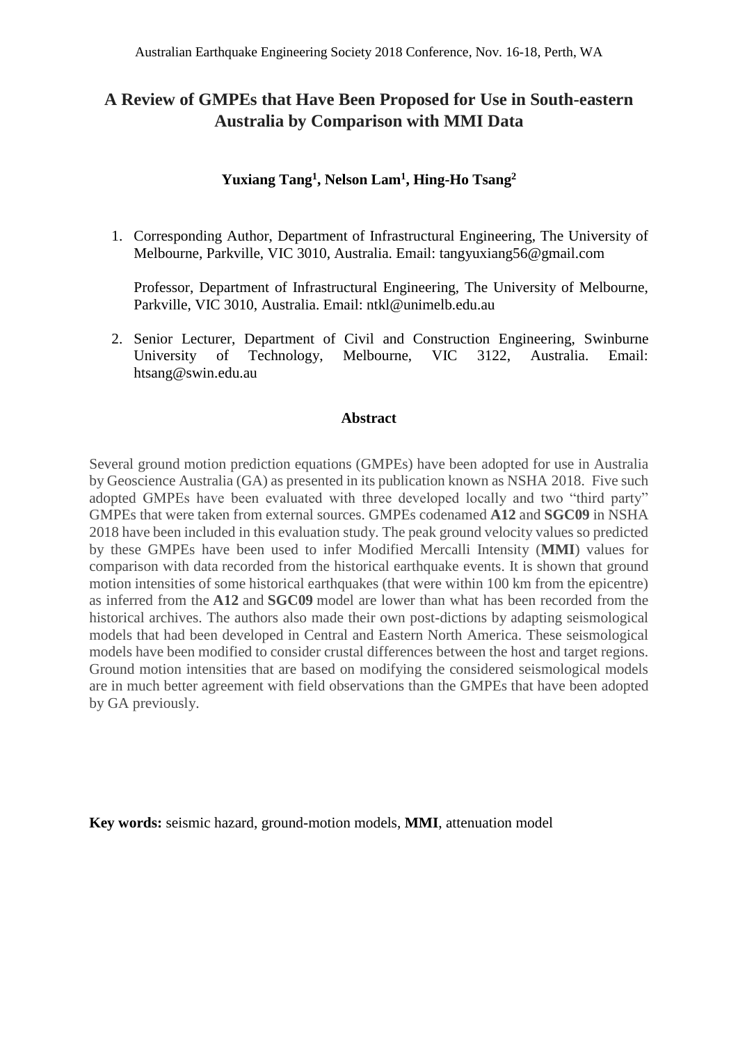# A Review of GMPEs that Have Been Proposed for Use in South-eastern Australia by Comparison with MMI Data

**Yuxiang Tang[1], Nelson Lam[1], Hing-Ho Tsang[2]**

1. Corresponding Author, Department of Infrastructural Engineering, The University of Melbourne, Parkville, VIC 3010, Australia. Email: tangyuxiang56@gmail.com

   Professor, Department of Infrastructural Engineering, The University of Melbourne, Parkville, VIC 3010, Australia. Email: ntkl@unimelb.edu.au

2. Senior Lecturer, Department of Civil and Construction Engineering, Swinburne University of Technology, Melbourne, VIC 3122, Australia. Email: htsang@swin.edu.au

## Abstract

Several ground motion prediction equations (GMPEs) have been adopted for use in Australia by Geoscience Australia (GA) as presented in its publication known as NSHA 2018. Five such adopted GMPEs have been evaluated with three developed locally and two "third party" GMPEs that were taken from external sources. GMPEs codenamed **A12** and **SGC09** in NSHA 2018 have been included in this evaluation study. The peak ground velocity values so predicted by these GMPEs have been used to infer Modified Mercalli Intensity (**MMI**) values for comparison with data recorded from the historical earthquake events. It is shown that ground motion intensities of some historical earthquakes (that were within 100 km from the epicentre) as inferred from the **A12** and **SGC09** model are lower than what has been recorded from the historical archives. The authors also made their own post-dictions by adapting seismological models that had been developed in Central and Eastern North America. These seismological models have been modified to consider crustal differences between the host and target regions. Ground motion intensities that are based on modifying the considered seismological models are in much better agreement with field observations than the GMPEs that have been adopted by GA previously.

**Key words:** seismic hazard, ground-motion models, **MMI**, attenuation model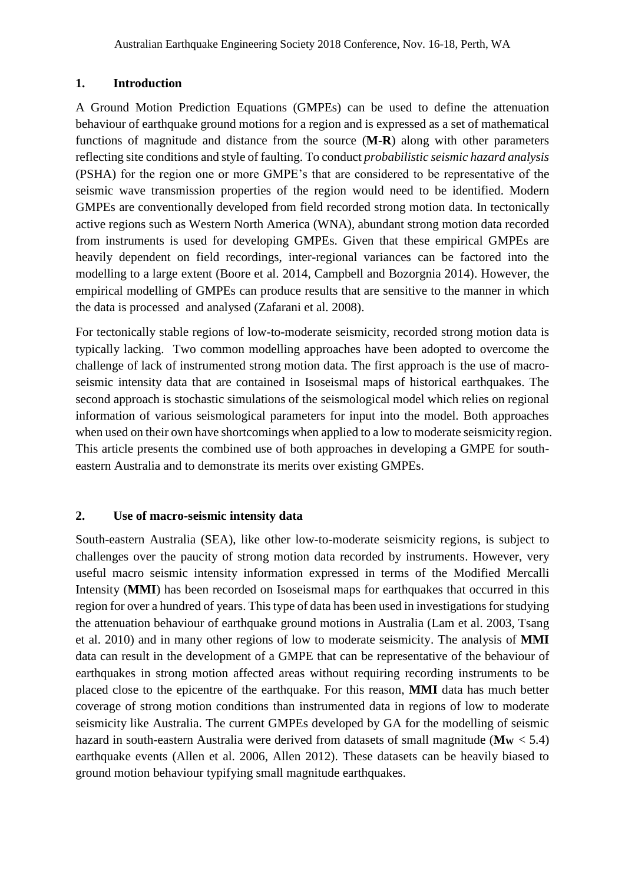## 1. Introduction

A Ground Motion Prediction Equations (GMPEs) can be used to define the attenuation behaviour of earthquake ground motions for a region and is expressed as a set of mathematical functions of magnitude and distance from the source (**M**-**R**) along with other parameters reflecting site conditions and style of faulting. To conduct *probabilistic seismic hazard analysis* (PSHA) for the region one or more GMPE's that are considered to be representative of the seismic wave transmission properties of the region would need to be identified. Modern GMPEs are conventionally developed from field recorded strong motion data. In tectonically active regions such as Western North America (WNA), abundant strong motion data recorded from instruments is used for developing GMPEs. Given that these empirical GMPEs are heavily dependent on field recordings, inter-regional variances can be factored into the modelling to a large extent (Boore et al. 2014, Campbell and Bozorgnia 2014). However, the empirical modelling of GMPEs can produce results that are sensitive to the manner in which the data is processed and analysed (Zafarani et al. 2008).

For tectonically stable regions of low-to-moderate seismicity, recorded strong motion data is typically lacking. Two common modelling approaches have been adopted to overcome the challenge of lack of instrumented strong motion data. The first approach is the use of macro-seismic intensity data that are contained in Isoseismal maps of historical earthquakes. The second approach is stochastic simulations of the seismological model which relies on regional information of various seismological parameters for input into the model. Both approaches when used on their own have shortcomings when applied to a low to moderate seismicity region. This article presents the combined use of both approaches in developing a GMPE for south-eastern Australia and to demonstrate its merits over existing GMPEs.

## 2. Use of macro-seismic intensity data

South-eastern Australia (SEA), like other low-to-moderate seismicity regions, is subject to challenges over the paucity of strong motion data recorded by instruments. However, very useful macro seismic intensity information expressed in terms of the Modified Mercalli Intensity (**MMI**) has been recorded on Isoseismal maps for earthquakes that occurred in this region for over a hundred of years. This type of data has been used in investigations for studying the attenuation behaviour of earthquake ground motions in Australia (Lam et al. 2003, Tsang et al. 2010) and in many other regions of low to moderate seismicity. The analysis of **MMI** data can result in the development of a GMPE that can be representative of the behaviour of earthquakes in strong motion affected areas without requiring recording instruments to be placed close to the epicentre of the earthquake. For this reason, **MMI** data has much better coverage of strong motion conditions than instrumented data in regions of low to moderate seismicity like Australia. The current GMPEs developed by GA for the modelling of seismic hazard in south-eastern Australia were derived from datasets of small magnitude ($\mathbf{M_W} < 5.4$) earthquake events (Allen et al. 2006, Allen 2012). These datasets can be heavily biased to ground motion behaviour typifying small magnitude earthquakes.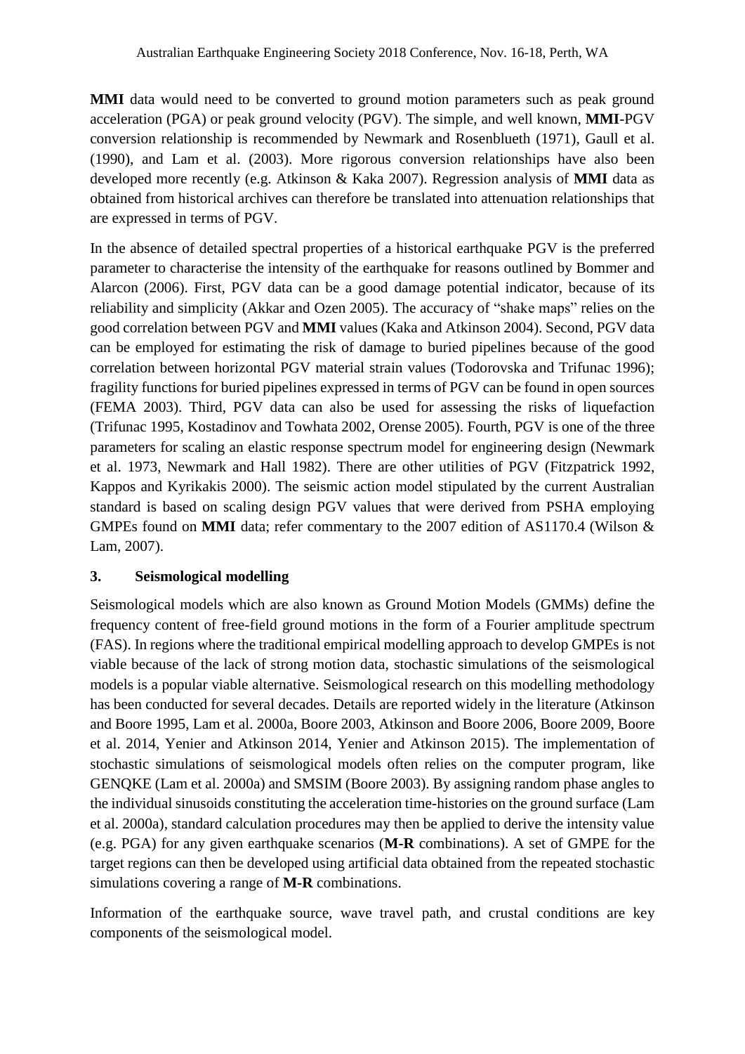**MMI** data would need to be converted to ground motion parameters such as peak ground acceleration (PGA) or peak ground velocity (PGV). The simple, and well known, **MMI**-PGV conversion relationship is recommended by Newmark and Rosenblueth (1971), Gaull et al. (1990), and Lam et al. (2003). More rigorous conversion relationships have also been developed more recently (e.g. Atkinson & Kaka 2007). Regression analysis of **MMI** data as obtained from historical archives can therefore be translated into attenuation relationships that are expressed in terms of PGV.

In the absence of detailed spectral properties of a historical earthquake PGV is the preferred parameter to characterise the intensity of the earthquake for reasons outlined by Bommer and Alarcon (2006). First, PGV data can be a good damage potential indicator, because of its reliability and simplicity (Akkar and Ozen 2005). The accuracy of "shake maps" relies on the good correlation between PGV and **MMI** values (Kaka and Atkinson 2004). Second, PGV data can be employed for estimating the risk of damage to buried pipelines because of the good correlation between horizontal PGV material strain values (Todorovska and Trifunac 1996); fragility functions for buried pipelines expressed in terms of PGV can be found in open sources (FEMA 2003). Third, PGV data can also be used for assessing the risks of liquefaction (Trifunac 1995, Kostadinov and Towhata 2002, Orense 2005). Fourth, PGV is one of the three parameters for scaling an elastic response spectrum model for engineering design (Newmark et al. 1973, Newmark and Hall 1982). There are other utilities of PGV (Fitzpatrick 1992, Kappos and Kyrikakis 2000). The seismic action model stipulated by the current Australian standard is based on scaling design PGV values that were derived from PSHA employing GMPEs found on **MMI** data; refer commentary to the 2007 edition of AS1170.4 (Wilson & Lam, 2007).

## 3. Seismological modelling

Seismological models which are also known as Ground Motion Models (GMMs) define the frequency content of free-field ground motions in the form of a Fourier amplitude spectrum (FAS). In regions where the traditional empirical modelling approach to develop GMPEs is not viable because of the lack of strong motion data, stochastic simulations of the seismological models is a popular viable alternative. Seismological research on this modelling methodology has been conducted for several decades. Details are reported widely in the literature (Atkinson and Boore 1995, Lam et al. 2000a, Boore 2003, Atkinson and Boore 2006, Boore 2009, Boore et al. 2014, Yenier and Atkinson 2014, Yenier and Atkinson 2015). The implementation of stochastic simulations of seismological models often relies on the computer program, like GENQKE (Lam et al. 2000a) and SMSIM (Boore 2003). By assigning random phase angles to the individual sinusoids constituting the acceleration time-histories on the ground surface (Lam et al. 2000a), standard calculation procedures may then be applied to derive the intensity value (e.g. PGA) for any given earthquake scenarios (**M-R** combinations). A set of GMPE for the target regions can then be developed using artificial data obtained from the repeated stochastic simulations covering a range of **M-R** combinations.

Information of the earthquake source, wave travel path, and crustal conditions are key components of the seismological model.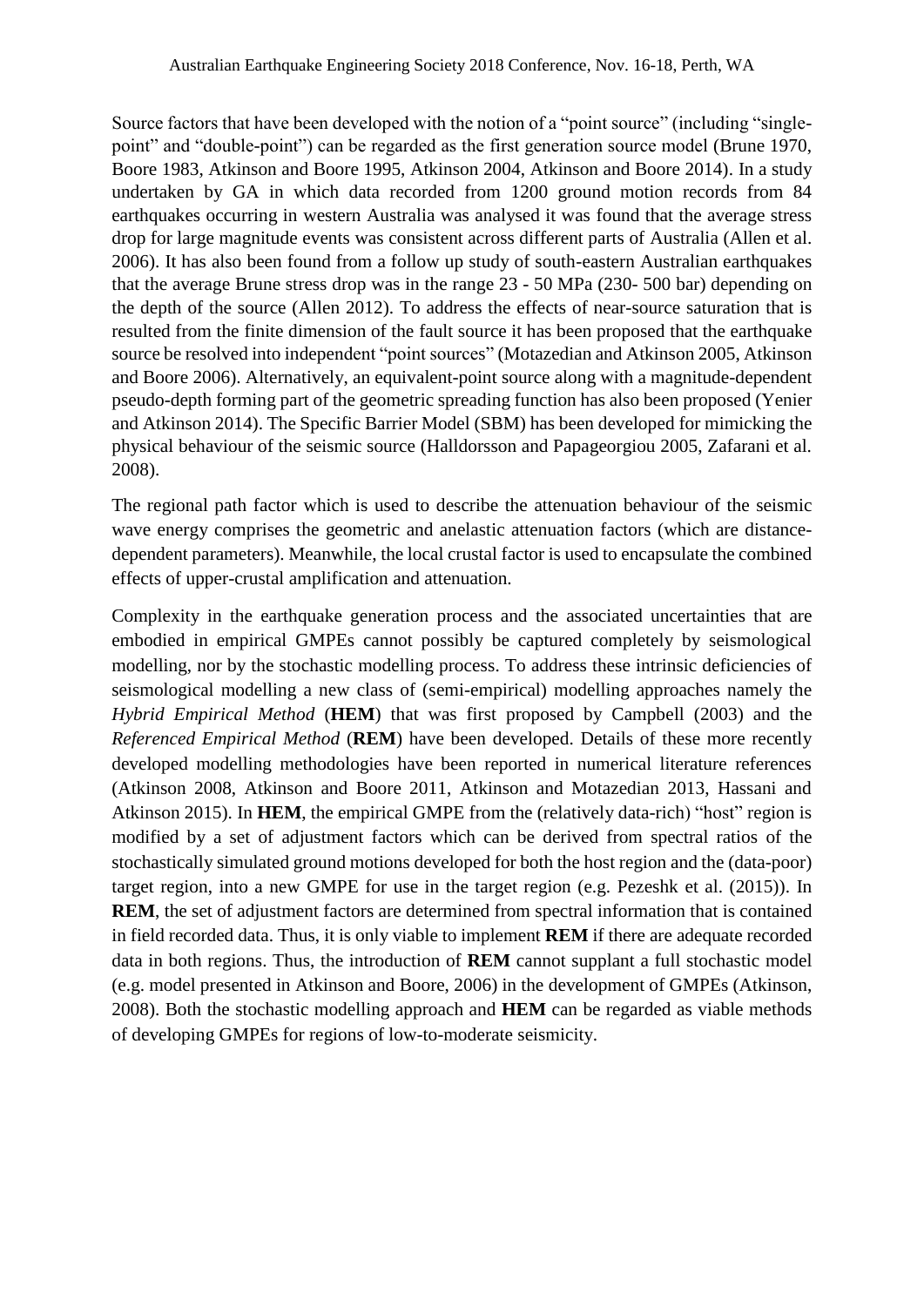Source factors that have been developed with the notion of a "point source" (including "single-point" and "double-point") can be regarded as the first generation source model (Brune 1970, Boore 1983, Atkinson and Boore 1995, Atkinson 2004, Atkinson and Boore 2014). In a study undertaken by GA in which data recorded from 1200 ground motion records from 84 earthquakes occurring in western Australia was analysed it was found that the average stress drop for large magnitude events was consistent across different parts of Australia (Allen et al. 2006). It has also been found from a follow up study of south-eastern Australian earthquakes that the average Brune stress drop was in the range 23 - 50 MPa (230- 500 bar) depending on the depth of the source (Allen 2012). To address the effects of near-source saturation that is resulted from the finite dimension of the fault source it has been proposed that the earthquake source be resolved into independent "point sources" (Motazedian and Atkinson 2005, Atkinson and Boore 2006). Alternatively, an equivalent-point source along with a magnitude-dependent pseudo-depth forming part of the geometric spreading function has also been proposed (Yenier and Atkinson 2014). The Specific Barrier Model (SBM) has been developed for mimicking the physical behaviour of the seismic source (Halldorsson and Papageorgiou 2005, Zafarani et al. 2008).

The regional path factor which is used to describe the attenuation behaviour of the seismic wave energy comprises the geometric and anelastic attenuation factors (which are distance-dependent parameters). Meanwhile, the local crustal factor is used to encapsulate the combined effects of upper-crustal amplification and attenuation.

Complexity in the earthquake generation process and the associated uncertainties that are embodied in empirical GMPEs cannot possibly be captured completely by seismological modelling, nor by the stochastic modelling process. To address these intrinsic deficiencies of seismological modelling a new class of (semi-empirical) modelling approaches namely the *Hybrid Empirical Method* (**HEM**) that was first proposed by Campbell (2003) and the *Referenced Empirical Method* (**REM**) have been developed. Details of these more recently developed modelling methodologies have been reported in numerical literature references (Atkinson 2008, Atkinson and Boore 2011, Atkinson and Motazedian 2013, Hassani and Atkinson 2015). In **HEM**, the empirical GMPE from the (relatively data-rich) "host" region is modified by a set of adjustment factors which can be derived from spectral ratios of the stochastically simulated ground motions developed for both the host region and the (data-poor) target region, into a new GMPE for use in the target region (e.g. Pezeshk et al. (2015)). In **REM**, the set of adjustment factors are determined from spectral information that is contained in field recorded data. Thus, it is only viable to implement **REM** if there are adequate recorded data in both regions. Thus, the introduction of **REM** cannot supplant a full stochastic model (e.g. model presented in Atkinson and Boore, 2006) in the development of GMPEs (Atkinson, 2008). Both the stochastic modelling approach and **HEM** can be regarded as viable methods of developing GMPEs for regions of low-to-moderate seismicity.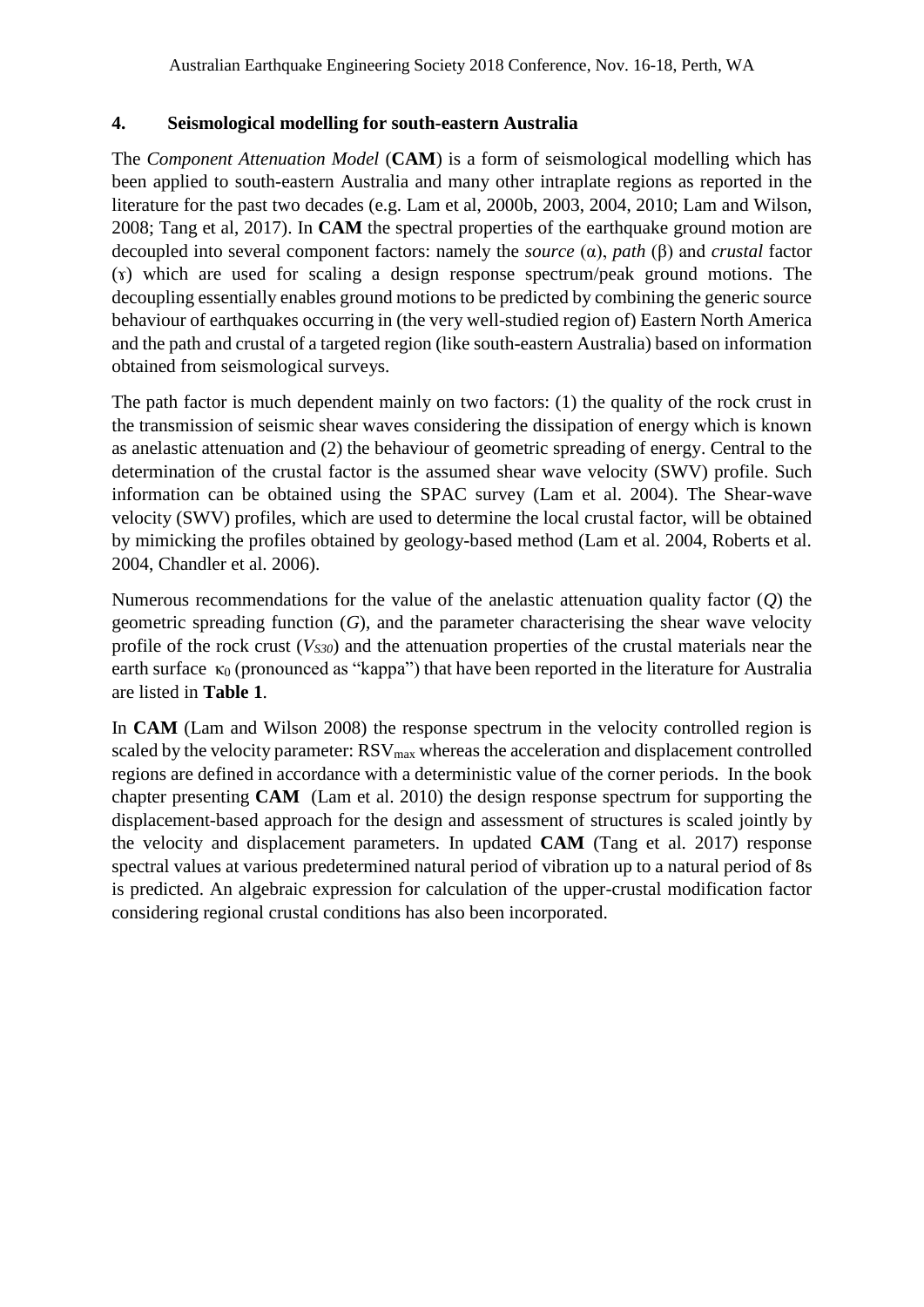## 4. Seismological modelling for south-eastern Australia

The *Component Attenuation Model* (**CAM**) is a form of seismological modelling which has been applied to south-eastern Australia and many other intraplate regions as reported in the literature for the past two decades (e.g. Lam et al, 2000b, 2003, 2004, 2010; Lam and Wilson, 2008; Tang et al, 2017). In **CAM** the spectral properties of the earthquake ground motion are decoupled into several component factors: namely the *source* ($\alpha$), *path* ($\beta$) and *crustal* factor ($\gamma$) which are used for scaling a design response spectrum/peak ground motions. The decoupling essentially enables ground motions to be predicted by combining the generic source behaviour of earthquakes occurring in (the very well-studied region of) Eastern North America and the path and crustal of a targeted region (like south-eastern Australia) based on information obtained from seismological surveys.

The path factor is much dependent mainly on two factors: (1) the quality of the rock crust in the transmission of seismic shear waves considering the dissipation of energy which is known as anelastic attenuation and (2) the behaviour of geometric spreading of energy. Central to the determination of the crustal factor is the assumed shear wave velocity (SWV) profile. Such information can be obtained using the SPAC survey (Lam et al. 2004). The Shear-wave velocity (SWV) profiles, which are used to determine the local crustal factor, will be obtained by mimicking the profiles obtained by geology-based method (Lam et al. 2004, Roberts et al. 2004, Chandler et al. 2006).

Numerous recommendations for the value of the anelastic attenuation quality factor ($Q$) the geometric spreading function ($G$), and the parameter characterising the shear wave velocity profile of the rock crust ($V_{S30}$) and the attenuation properties of the crustal materials near the earth surface $\kappa_0$ (pronounced as "kappa") that have been reported in the literature for Australia are listed in **Table 1**.

In **CAM** (Lam and Wilson 2008) the response spectrum in the velocity controlled region is scaled by the velocity parameter: $RSV_{max}$ whereas the acceleration and displacement controlled regions are defined in accordance with a deterministic value of the corner periods. In the book chapter presenting **CAM** (Lam et al. 2010) the design response spectrum for supporting the displacement-based approach for the design and assessment of structures is scaled jointly by the velocity and displacement parameters. In updated **CAM** (Tang et al. 2017) response spectral values at various predetermined natural period of vibration up to a natural period of 8s is predicted. An algebraic expression for calculation of the upper-crustal modification factor considering regional crustal conditions has also been incorporated.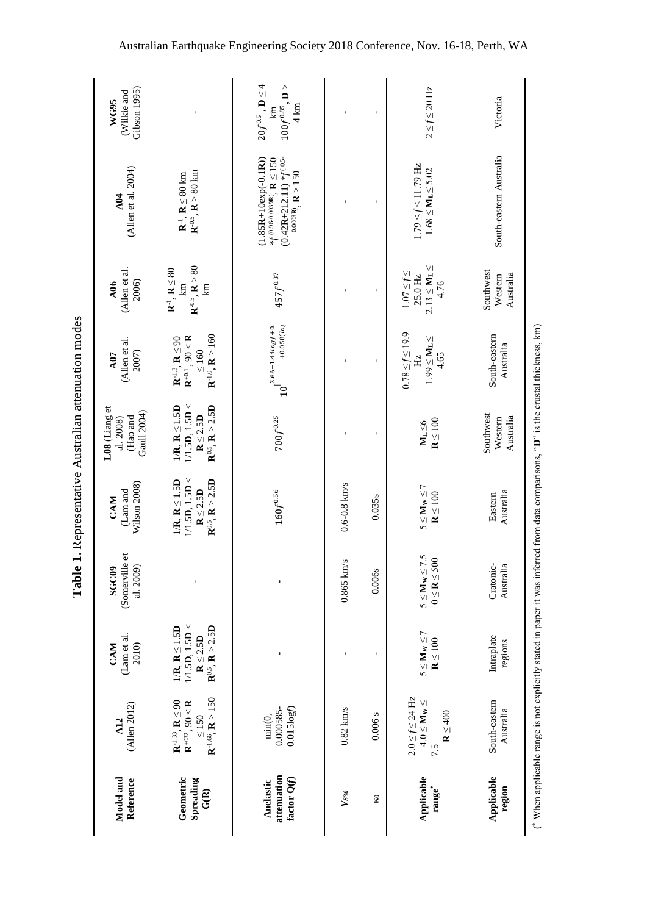**Table 1.** Representative Australian attenuation modes

| Model and Reference | A12 (Allen 2012) | CAM (Lam et al. 2010) | SGC09 (Somerville et al. 2009) | CAM (Lam and Wilson 2008) | L08 (Liang et al. 2008) (Hao and Gaull 2004) | A07 (Allen et al. 2007) | A06 (Allen et al. 2006) | A04 (Allen et al. 2004) | WG95 (Wilkie and Gibson 1995) |
|---|---|---|---|---|---|---|---|---|---|
| **Geometric Spreading G(R)** | $R^{-1.33}$, $R \le 90$; $R^{+0.32}$, $90 < R \le 150$; $R^{-1.66}$, $R > 150$ | $1/R$, $R \le 1.5D$; $1/1.5D$, $1.5D < R \le 2.5D$; $R^{0.5}$, $R > 2.5D$ | - | $1/R$, $R \le 1.5D$; $1/1.5D$, $1.5D < R \le 2.5D$; $R^{0.5}$, $R > 2.5D$ | $1/R$, $R \le 1.5D$; $1/1.5D$, $1.5D < R \le 2.5D$; $R^{0.5}$, $R > 2.5D$ | $R^{-1.3}$, $R \le 90$; $R^{+0.1}$, $90 < R \le 160$; $R^{-1.0}$, $R > 160$ | $R^{-1}$, $R \le 80$ km; $R^{-0.5}$, $R > 80$ km | $R^{-1}$, $R \le 80$ km; $R^{-0.5}$, $R > 80$ km | - |
| **Anelastic attenuation factor Q(f)** | $\min(0, 0.000585 - 0.015\log f)$ | - | - | $160f^{0.56}$ | $700f^{0.25}$ | $10^{3.66-1.44\log f+0.058(\log \ldots}$ | $457f^{0.37}$ | $(1.85R+10\exp(-0.1R)) * f^{(0.96-0.0039R)}$, $R \le 150$; $(0.42R+212.11) * f^{(0.5-0.0003R)}$, $R > 150$ | $20f^{0.5}$, $D \le 4$ km; $100f^{0.85}$, $D > 4$ km |
| $V_{S30}$ | 0.82 km/s | - | 0.865 km/s | 0.6-0.8 km/s | - | - | - | - | - |
| $\kappa_0$ | 0.006 s | - | 0.006s | 0.035s | - | - | - | - | - |
| **Applicable range*** | $2.0 \le f \le 24$ Hz; $4.0 \le M_W \le 7.5$; $R \le 400$ | $5 \le M_W \le 7$; $R \le 100$ | $5 \le M_W \le 7.5$; $0 \le R \le 500$ | $5 \le M_W \le 7$; $R \le 100$ | $M_L \le 6$; $R \le 100$ | $0.78 \le f \le 19.9$ Hz; $1.99 \le M_L \le 4.65$ | $1.07 \le f \le 25.0$ Hz; $2.13 \le M_L \le 4.76$ | $1.79 \le f \le 11.79$ Hz; $1.68 \le M_L \le 5.02$ | $2 \le f \le 20$ Hz |
| **Applicable region** | South-eastern Australia | Intraplate regions | Cratonic-Australia | Eastern Australia | Southwest Western Australia | South-eastern Australia | Southwest Western Australia | South-eastern Australia | Victoria |

(* When applicable range is not explicitly stated in paper it was inferred from data comparisons, "**D**" is the crustal thickness, km)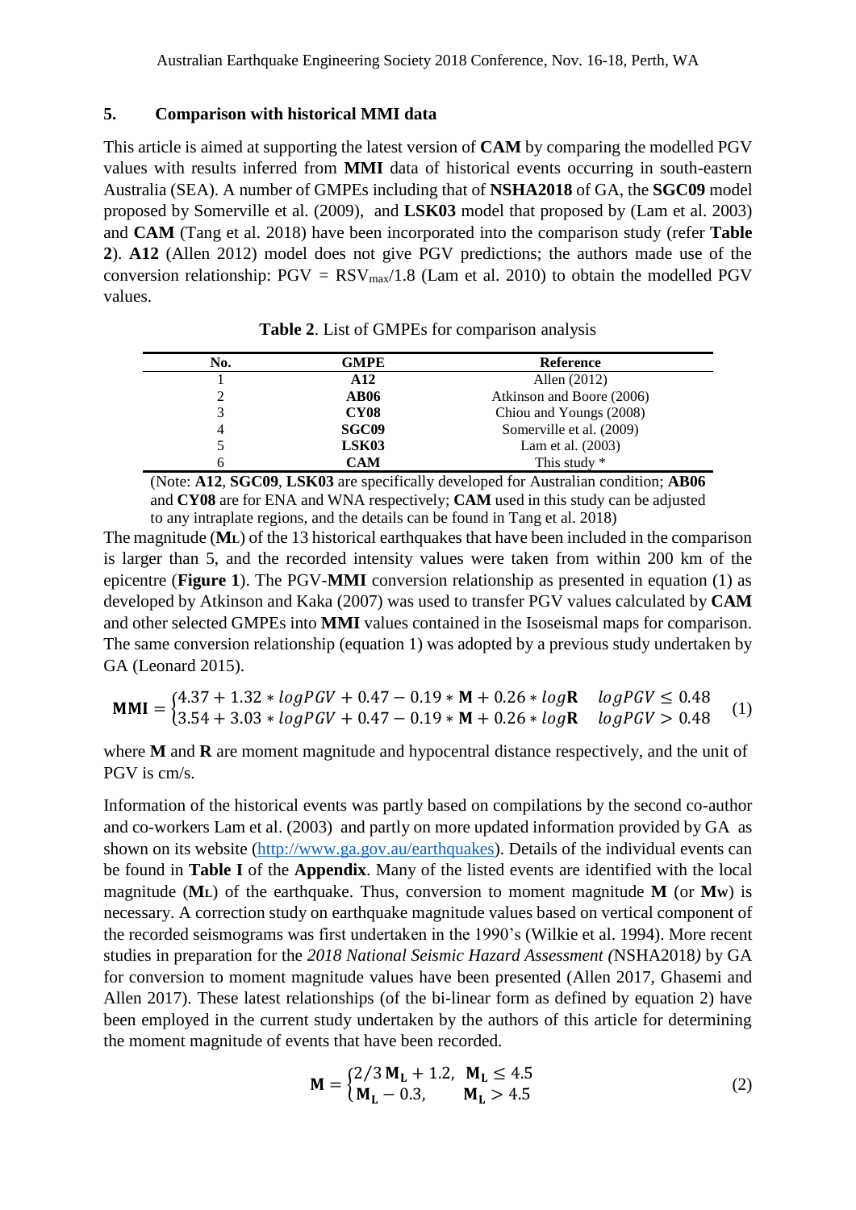## 5. Comparison with historical MMI data

This article is aimed at supporting the latest version of **CAM** by comparing the modelled PGV values with results inferred from **MMI** data of historical events occurring in south-eastern Australia (SEA). A number of GMPEs including that of **NSHA2018** of GA, the **SGC09** model proposed by Somerville et al. (2009), and **LSK03** model that proposed by (Lam et al. 2003) and **CAM** (Tang et al. 2018) have been incorporated into the comparison study (refer **Table 2**). **A12** (Allen 2012) model does not give PGV predictions; the authors made use of the conversion relationship: PGV = $RSV_{max}/1.8$ (Lam et al. 2010) to obtain the modelled PGV values.

**Table 2**. List of GMPEs for comparison analysis

| No. | GMPE | Reference |
|---|---|---|
| 1 | **A12** | Allen (2012) |
| 2 | **AB06** | Atkinson and Boore (2006) |
| 3 | **CY08** | Chiou and Youngs (2008) |
| 4 | **SGC09** | Somerville et al. (2009) |
| 5 | **LSK03** | Lam et al. (2003) |
| 6 | **CAM** | This study * |

(Note: **A12**, **SGC09**, **LSK03** are specifically developed for Australian condition; **AB06** and **CY08** are for ENA and WNA respectively; **CAM** used in this study can be adjusted to any intraplate regions, and the details can be found in Tang et al. 2018)

The magnitude ($\mathbf{M_L}$) of the 13 historical earthquakes that have been included in the comparison is larger than 5, and the recorded intensity values were taken from within 200 km of the epicentre (**Figure 1**). The PGV-**MMI** conversion relationship as presented in equation (1) as developed by Atkinson and Kaka (2007) was used to transfer PGV values calculated by **CAM** and other selected GMPEs into **MMI** values contained in the Isoseismal maps for comparison. The same conversion relationship (equation 1) was adopted by a previous study undertaken by GA (Leonard 2015).

$$\mathbf{MMI} = \begin{cases} 4.37 + 1.32 * logPGV + 0.47 - 0.19 * \mathbf{M} + 0.26 * log\mathbf{R} & logPGV \leq 0.48 \\ 3.54 + 3.03 * logPGV + 0.47 - 0.19 * \mathbf{M} + 0.26 * log\mathbf{R} & logPGV > 0.48 \end{cases} \quad (1)$$

where **M** and **R** are moment magnitude and hypocentral distance respectively, and the unit of PGV is cm/s.

Information of the historical events was partly based on compilations by the second co-author and co-workers Lam et al. (2003) and partly on more updated information provided by GA as shown on its website (http://www.ga.gov.au/earthquakes). Details of the individual events can be found in **Table I** of the **Appendix**. Many of the listed events are identified with the local magnitude ($\mathbf{M_L}$) of the earthquake. Thus, conversion to moment magnitude **M** (or $\mathbf{M_W}$) is necessary. A correction study on earthquake magnitude values based on vertical component of the recorded seismograms was first undertaken in the 1990's (Wilkie et al. 1994). More recent studies in preparation for the *2018 National Seismic Hazard Assessment (*NSHA2018*)* by GA for conversion to moment magnitude values have been presented (Allen 2017, Ghasemi and Allen 2017). These latest relationships (of the bi-linear form as defined by equation 2) have been employed in the current study undertaken by the authors of this article for determining the moment magnitude of events that have been recorded.

$$\mathbf{M} = \begin{cases} 2/3\,\mathbf{M_L} + 1.2, & \mathbf{M_L} \leq 4.5 \\ \mathbf{M_L} - 0.3, & \mathbf{M_L} > 4.5 \end{cases} \quad (2)$$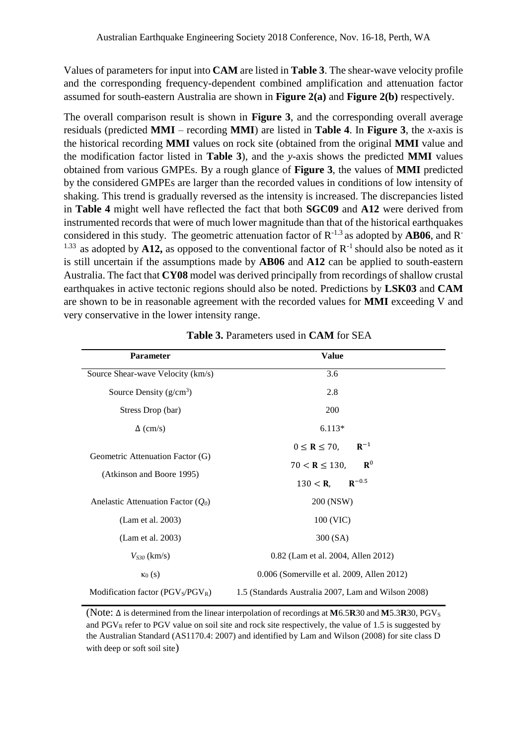Values of parameters for input into **CAM** are listed in **Table 3**. The shear-wave velocity profile and the corresponding frequency-dependent combined amplification and attenuation factor assumed for south-eastern Australia are shown in **Figure 2(a)** and **Figure 2(b)** respectively.

The overall comparison result is shown in **Figure 3**, and the corresponding overall average residuals (predicted **MMI** – recording **MMI**) are listed in **Table 4**. In **Figure 3**, the *x*-axis is the historical recording **MMI** values on rock site (obtained from the original **MMI** value and the modification factor listed in **Table 3**), and the *y*-axis shows the predicted **MMI** values obtained from various GMPEs. By a rough glance of **Figure 3**, the values of **MMI** predicted by the considered GMPEs are larger than the recorded values in conditions of low intensity of shaking. This trend is gradually reversed as the intensity is increased. The discrepancies listed in **Table 4** might well have reflected the fact that both **SGC09** and **A12** were derived from instrumented records that were of much lower magnitude than that of the historical earthquakes considered in this study. The geometric attenuation factor of $R^{-1.3}$ as adopted by **AB06**, and $R^{-1.33}$ as adopted by **A12,** as opposed to the conventional factor of $R^{-1}$ should also be noted as it is still uncertain if the assumptions made by **AB06** and **A12** can be applied to south-eastern Australia. The fact that **CY08** model was derived principally from recordings of shallow crustal earthquakes in active tectonic regions should also be noted. Predictions by **LSK03** and **CAM** are shown to be in reasonable agreement with the recorded values for **MMI** exceeding V and very conservative in the lower intensity range.

**Table 3.** Parameters used in **CAM** for SEA

| Parameter | Value |
|---|---|
| Source Shear-wave Velocity (km/s) | 3.6 |
| Source Density (g/cm³) | 2.8 |
| Stress Drop (bar) | 200 |
| $\Delta$ (cm/s) | 6.113* |
| Geometric Attenuation Factor (G) (Atkinson and Boore 1995) | $0 \leq \mathbf{R} \leq 70, \quad \mathbf{R}^{-1}$<br>$70 < \mathbf{R} \leq 130, \quad \mathbf{R}^{0}$<br>$130 < \mathbf{R}, \quad \mathbf{R}^{-0.5}$ |
| Anelastic Attenuation Factor ($Q_0$) | 200 (NSW) |
| (Lam et al. 2003) | 100 (VIC) |
| (Lam et al. 2003) | 300 (SA) |
| $V_{S30}$ (km/s) | 0.82 (Lam et al. 2004, Allen 2012) |
| $\kappa_0$ (s) | 0.006 (Somerville et al. 2009, Allen 2012) |
| Modification factor ($PGV_S/PGV_R$) | 1.5 (Standards Australia 2007, Lam and Wilson 2008) |

(Note: $\Delta$ is determined from the linear interpolation of recordings at **M**6.5**R**30 and **M**5.3**R**30, $PGV_S$ and $PGV_R$ refer to PGV value on soil site and rock site respectively, the value of 1.5 is suggested by the Australian Standard (AS1170.4: 2007) and identified by Lam and Wilson (2008) for site class D with deep or soft soil site)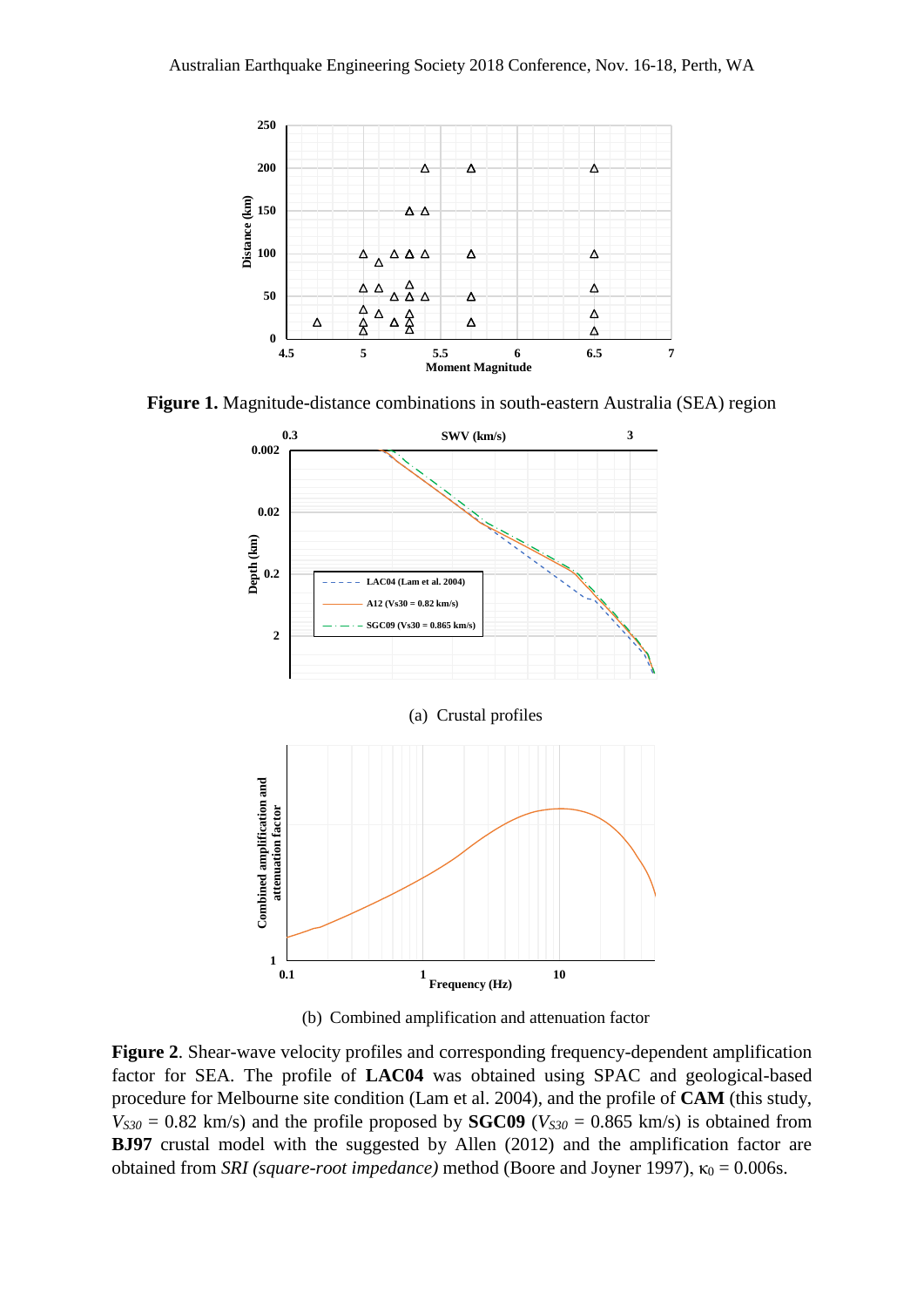**Figure 1.** Magnitude-distance combinations in south-eastern Australia (SEA) region

(a) Crustal profiles

(b) Combined amplification and attenuation factor

**Figure 2**. Shear-wave velocity profiles and corresponding frequency-dependent amplification factor for SEA. The profile of **LAC04** was obtained using SPAC and geological-based procedure for Melbourne site condition (Lam et al. 2004), and the profile of **CAM** (this study, $V_{S30}$ = 0.82 km/s) and the profile proposed by **SGC09** ($V_{S30}$ = 0.865 km/s) is obtained from **BJ97** crustal model with the suggested by Allen (2012) and the amplification factor are obtained from *SRI (square-root impedance)* method (Boore and Joyner 1997), $\kappa_0$ = 0.006s.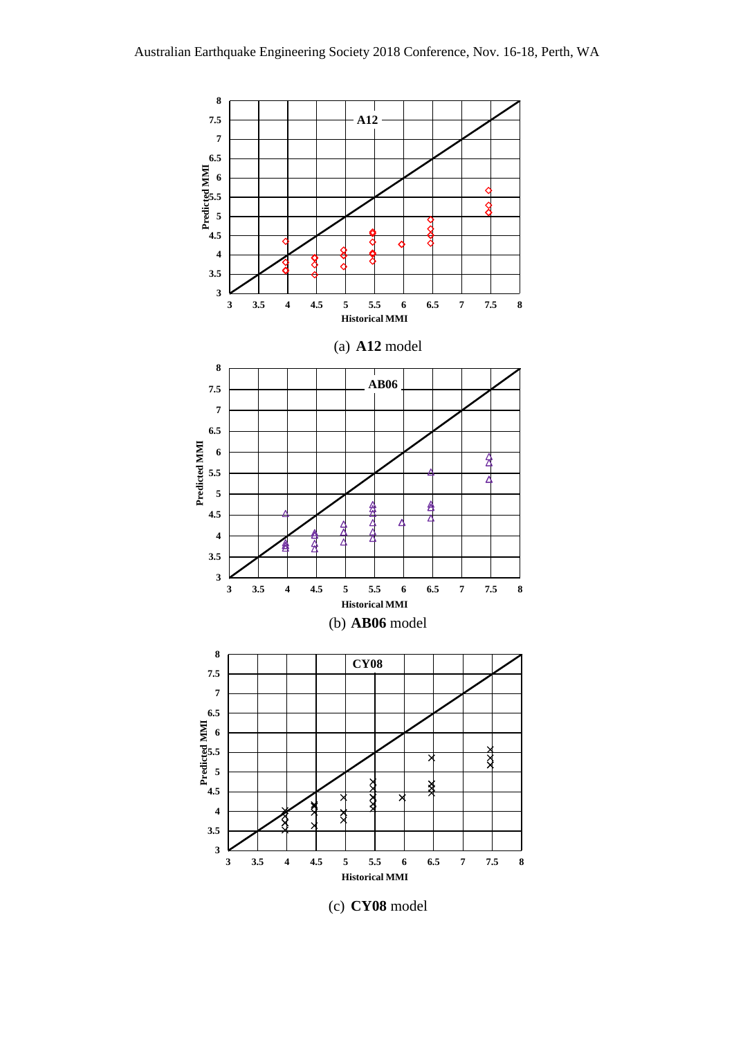(a) **A12** model

(b) **AB06** model

(c) **CY08** model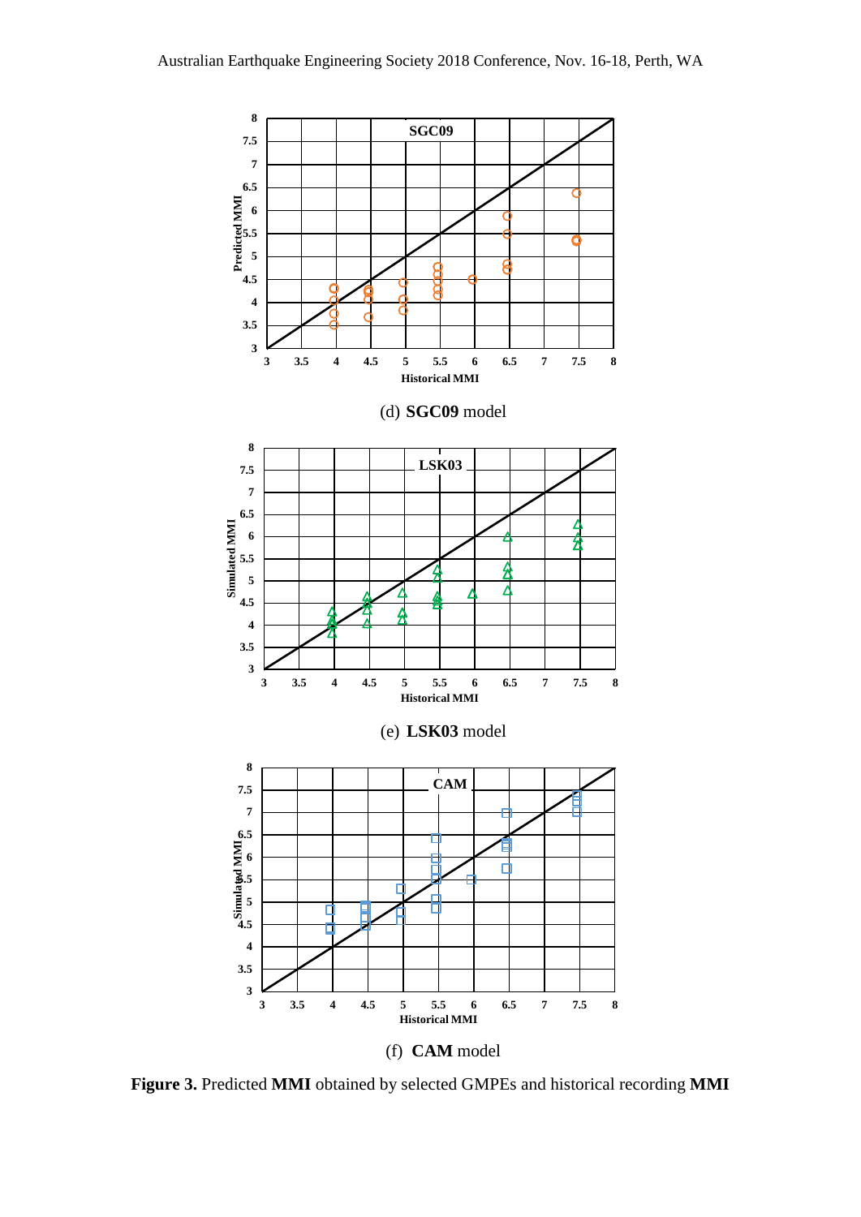(d) **SGC09** model

(e) **LSK03** model

(f) **CAM** model

**Figure 3.** Predicted **MMI** obtained by selected GMPEs and historical recording **MMI**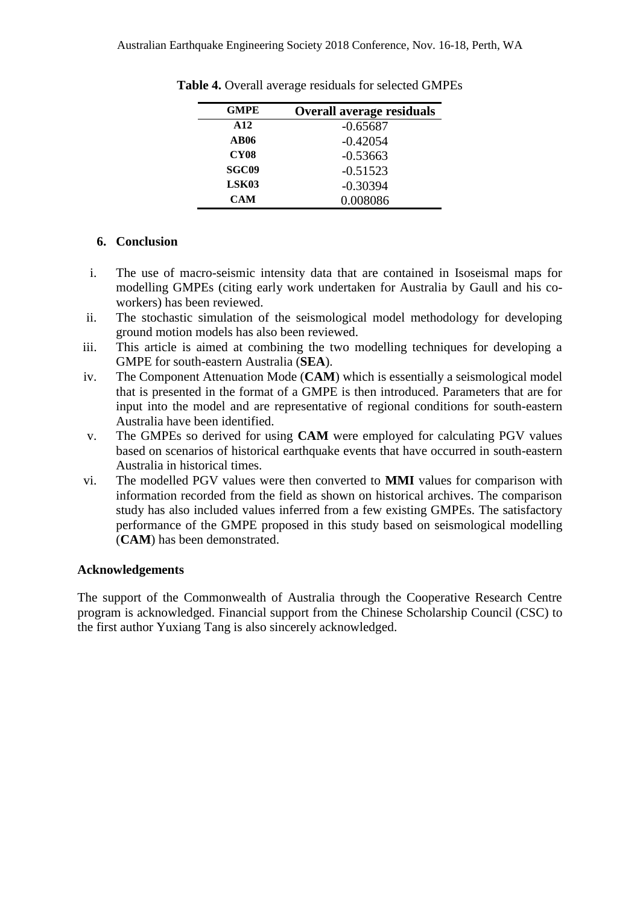**Table 4.** Overall average residuals for selected GMPEs

| GMPE | Overall average residuals |
|---|---|
| **A12** | -0.65687 |
| **AB06** | -0.42054 |
| **CY08** | -0.53663 |
| **SGC09** | -0.51523 |
| **LSK03** | -0.30394 |
| **CAM** | 0.008086 |

## 6. Conclusion

i. The use of macro-seismic intensity data that are contained in Isoseismal maps for modelling GMPEs (citing early work undertaken for Australia by Gaull and his co-workers) has been reviewed.

ii. The stochastic simulation of the seismological model methodology for developing ground motion models has also been reviewed.

iii. This article is aimed at combining the two modelling techniques for developing a GMPE for south-eastern Australia (**SEA**).

iv. The Component Attenuation Mode (**CAM**) which is essentially a seismological model that is presented in the format of a GMPE is then introduced. Parameters that are for input into the model and are representative of regional conditions for south-eastern Australia have been identified.

v. The GMPEs so derived for using **CAM** were employed for calculating PGV values based on scenarios of historical earthquake events that have occurred in south-eastern Australia in historical times.

vi. The modelled PGV values were then converted to **MMI** values for comparison with information recorded from the field as shown on historical archives. The comparison study has also included values inferred from a few existing GMPEs. The satisfactory performance of the GMPE proposed in this study based on seismological modelling (**CAM**) has been demonstrated.

## Acknowledgements

The support of the Commonwealth of Australia through the Cooperative Research Centre program is acknowledged. Financial support from the Chinese Scholarship Council (CSC) to the first author Yuxiang Tang is also sincerely acknowledged.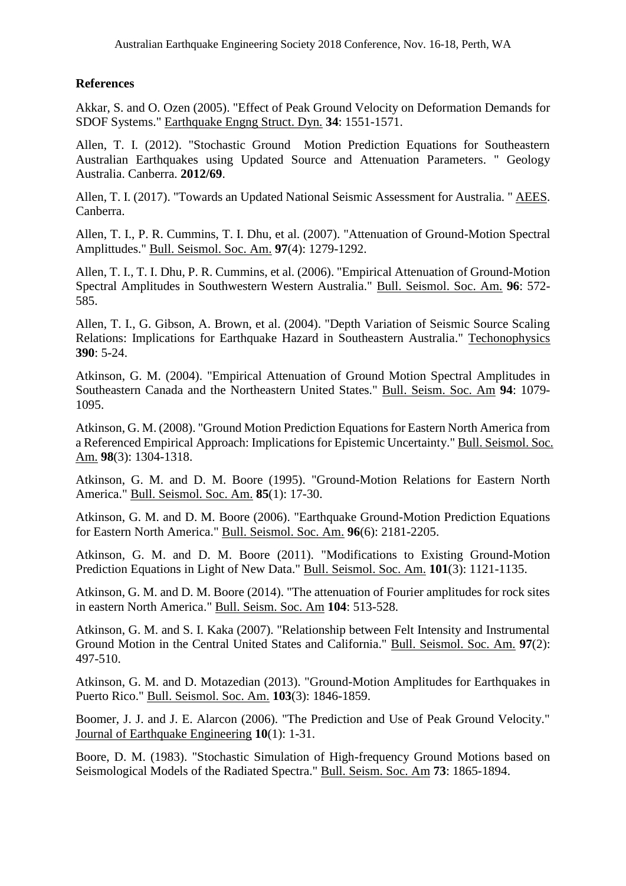## References

Akkar, S. and O. Ozen (2005). "Effect of Peak Ground Velocity on Deformation Demands for SDOF Systems." Earthquake Engng Struct. Dyn. **34**: 1551-1571.

Allen, T. I. (2012). "Stochastic Ground Motion Prediction Equations for Southeastern Australian Earthquakes using Updated Source and Attenuation Parameters. " Geology Australia. Canberra. **2012/69**.

Allen, T. I. (2017). "Towards an Updated National Seismic Assessment for Australia. " AEES. Canberra.

Allen, T. I., P. R. Cummins, T. I. Dhu, et al. (2007). "Attenuation of Ground-Motion Spectral Amplittudes." Bull. Seismol. Soc. Am. **97**(4): 1279-1292.

Allen, T. I., T. I. Dhu, P. R. Cummins, et al. (2006). "Empirical Attenuation of Ground-Motion Spectral Amplitudes in Southwestern Western Australia." Bull. Seismol. Soc. Am. **96**: 572-585.

Allen, T. I., G. Gibson, A. Brown, et al. (2004). "Depth Variation of Seismic Source Scaling Relations: Implications for Earthquake Hazard in Southeastern Australia." Techonophysics **390**: 5-24.

Atkinson, G. M. (2004). "Empirical Attenuation of Ground Motion Spectral Amplitudes in Southeastern Canada and the Northeastern United States." Bull. Seism. Soc. Am **94**: 1079-1095.

Atkinson, G. M. (2008). "Ground Motion Prediction Equations for Eastern North America from a Referenced Empirical Approach: Implications for Epistemic Uncertainty." Bull. Seismol. Soc. Am. **98**(3): 1304-1318.

Atkinson, G. M. and D. M. Boore (1995). "Ground-Motion Relations for Eastern North America." Bull. Seismol. Soc. Am. **85**(1): 17-30.

Atkinson, G. M. and D. M. Boore (2006). "Earthquake Ground-Motion Prediction Equations for Eastern North America." Bull. Seismol. Soc. Am. **96**(6): 2181-2205.

Atkinson, G. M. and D. M. Boore (2011). "Modifications to Existing Ground-Motion Prediction Equations in Light of New Data." Bull. Seismol. Soc. Am. **101**(3): 1121-1135.

Atkinson, G. M. and D. M. Boore (2014). "The attenuation of Fourier amplitudes for rock sites in eastern North America." Bull. Seism. Soc. Am **104**: 513-528.

Atkinson, G. M. and S. I. Kaka (2007). "Relationship between Felt Intensity and Instrumental Ground Motion in the Central United States and California." Bull. Seismol. Soc. Am. **97**(2): 497-510.

Atkinson, G. M. and D. Motazedian (2013). "Ground-Motion Amplitudes for Earthquakes in Puerto Rico." Bull. Seismol. Soc. Am. **103**(3): 1846-1859.

Boomer, J. J. and J. E. Alarcon (2006). "The Prediction and Use of Peak Ground Velocity." Journal of Earthquake Engineering **10**(1): 1-31.

Boore, D. M. (1983). "Stochastic Simulation of High-frequency Ground Motions based on Seismological Models of the Radiated Spectra." Bull. Seism. Soc. Am **73**: 1865-1894.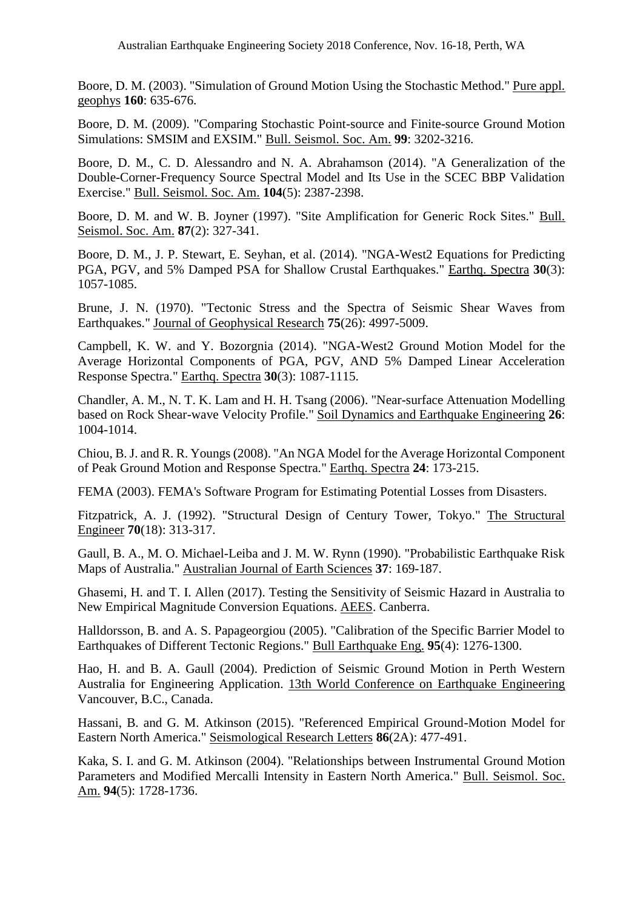Boore, D. M. (2003). "Simulation of Ground Motion Using the Stochastic Method." Pure appl. geophys **160**: 635-676.

Boore, D. M. (2009). "Comparing Stochastic Point-source and Finite-source Ground Motion Simulations: SMSIM and EXSIM." Bull. Seismol. Soc. Am. **99**: 3202-3216.

Boore, D. M., C. D. Alessandro and N. A. Abrahamson (2014). "A Generalization of the Double-Corner-Frequency Source Spectral Model and Its Use in the SCEC BBP Validation Exercise." Bull. Seismol. Soc. Am. **104**(5): 2387-2398.

Boore, D. M. and W. B. Joyner (1997). "Site Amplification for Generic Rock Sites." Bull. Seismol. Soc. Am. **87**(2): 327-341.

Boore, D. M., J. P. Stewart, E. Seyhan, et al. (2014). "NGA-West2 Equations for Predicting PGA, PGV, and 5% Damped PSA for Shallow Crustal Earthquakes." Earthq. Spectra **30**(3): 1057-1085.

Brune, J. N. (1970). "Tectonic Stress and the Spectra of Seismic Shear Waves from Earthquakes." Journal of Geophysical Research **75**(26): 4997-5009.

Campbell, K. W. and Y. Bozorgnia (2014). "NGA-West2 Ground Motion Model for the Average Horizontal Components of PGA, PGV, AND 5% Damped Linear Acceleration Response Spectra." Earthq. Spectra **30**(3): 1087-1115.

Chandler, A. M., N. T. K. Lam and H. H. Tsang (2006). "Near-surface Attenuation Modelling based on Rock Shear-wave Velocity Profile." Soil Dynamics and Earthquake Engineering **26**: 1004-1014.

Chiou, B. J. and R. R. Youngs (2008). "An NGA Model for the Average Horizontal Component of Peak Ground Motion and Response Spectra." Earthq. Spectra **24**: 173-215.

FEMA (2003). FEMA's Software Program for Estimating Potential Losses from Disasters.

Fitzpatrick, A. J. (1992). "Structural Design of Century Tower, Tokyo." The Structural Engineer **70**(18): 313-317.

Gaull, B. A., M. O. Michael-Leiba and J. M. W. Rynn (1990). "Probabilistic Earthquake Risk Maps of Australia." Australian Journal of Earth Sciences **37**: 169-187.

Ghasemi, H. and T. I. Allen (2017). Testing the Sensitivity of Seismic Hazard in Australia to New Empirical Magnitude Conversion Equations. AEES. Canberra.

Halldorsson, B. and A. S. Papageorgiou (2005). "Calibration of the Specific Barrier Model to Earthquakes of Different Tectonic Regions." Bull Earthquake Eng. **95**(4): 1276-1300.

Hao, H. and B. A. Gaull (2004). Prediction of Seismic Ground Motion in Perth Western Australia for Engineering Application. 13th World Conference on Earthquake Engineering Vancouver, B.C., Canada.

Hassani, B. and G. M. Atkinson (2015). "Referenced Empirical Ground-Motion Model for Eastern North America." Seismological Research Letters **86**(2A): 477-491.

Kaka, S. I. and G. M. Atkinson (2004). "Relationships between Instrumental Ground Motion Parameters and Modified Mercalli Intensity in Eastern North America." Bull. Seismol. Soc. Am. **94**(5): 1728-1736.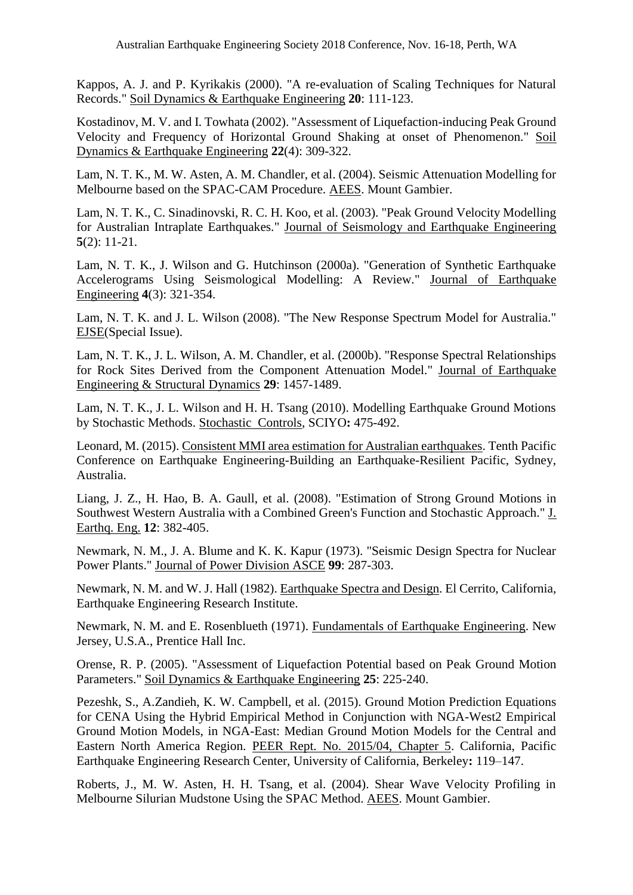Kappos, A. J. and P. Kyrikakis (2000). "A re-evaluation of Scaling Techniques for Natural Records." Soil Dynamics & Earthquake Engineering **20**: 111-123.

Kostadinov, M. V. and I. Towhata (2002). "Assessment of Liquefaction-inducing Peak Ground Velocity and Frequency of Horizontal Ground Shaking at onset of Phenomenon." Soil Dynamics & Earthquake Engineering **22**(4): 309-322.

Lam, N. T. K., M. W. Asten, A. M. Chandler, et al. (2004). Seismic Attenuation Modelling for Melbourne based on the SPAC-CAM Procedure. AEES. Mount Gambier.

Lam, N. T. K., C. Sinadinovski, R. C. H. Koo, et al. (2003). "Peak Ground Velocity Modelling for Australian Intraplate Earthquakes." Journal of Seismology and Earthquake Engineering **5**(2): 11-21.

Lam, N. T. K., J. Wilson and G. Hutchinson (2000a). "Generation of Synthetic Earthquake Accelerograms Using Seismological Modelling: A Review." Journal of Earthquake Engineering **4**(3): 321-354.

Lam, N. T. K. and J. L. Wilson (2008). "The New Response Spectrum Model for Australia." EJSE(Special Issue).

Lam, N. T. K., J. L. Wilson, A. M. Chandler, et al. (2000b). "Response Spectral Relationships for Rock Sites Derived from the Component Attenuation Model." Journal of Earthquake Engineering & Structural Dynamics **29**: 1457-1489.

Lam, N. T. K., J. L. Wilson and H. H. Tsang (2010). Modelling Earthquake Ground Motions by Stochastic Methods. Stochastic Controls, SCIYO**:** 475-492.

Leonard, M. (2015). Consistent MMI area estimation for Australian earthquakes. Tenth Pacific Conference on Earthquake Engineering-Building an Earthquake-Resilient Pacific, Sydney, Australia.

Liang, J. Z., H. Hao, B. A. Gaull, et al. (2008). "Estimation of Strong Ground Motions in Southwest Western Australia with a Combined Green's Function and Stochastic Approach." J. Earthq. Eng. **12**: 382-405.

Newmark, N. M., J. A. Blume and K. K. Kapur (1973). "Seismic Design Spectra for Nuclear Power Plants." Journal of Power Division ASCE **99**: 287-303.

Newmark, N. M. and W. J. Hall (1982). Earthquake Spectra and Design. El Cerrito, California, Earthquake Engineering Research Institute.

Newmark, N. M. and E. Rosenblueth (1971). Fundamentals of Earthquake Engineering. New Jersey, U.S.A., Prentice Hall Inc.

Orense, R. P. (2005). "Assessment of Liquefaction Potential based on Peak Ground Motion Parameters." Soil Dynamics & Earthquake Engineering **25**: 225-240.

Pezeshk, S., A.Zandieh, K. W. Campbell, et al. (2015). Ground Motion Prediction Equations for CENA Using the Hybrid Empirical Method in Conjunction with NGA-West2 Empirical Ground Motion Models, in NGA-East: Median Ground Motion Models for the Central and Eastern North America Region. PEER Rept. No. 2015/04, Chapter 5. California, Pacific Earthquake Engineering Research Center, University of California, Berkeley**:** 119–147.

Roberts, J., M. W. Asten, H. H. Tsang, et al. (2004). Shear Wave Velocity Profiling in Melbourne Silurian Mudstone Using the SPAC Method. AEES. Mount Gambier.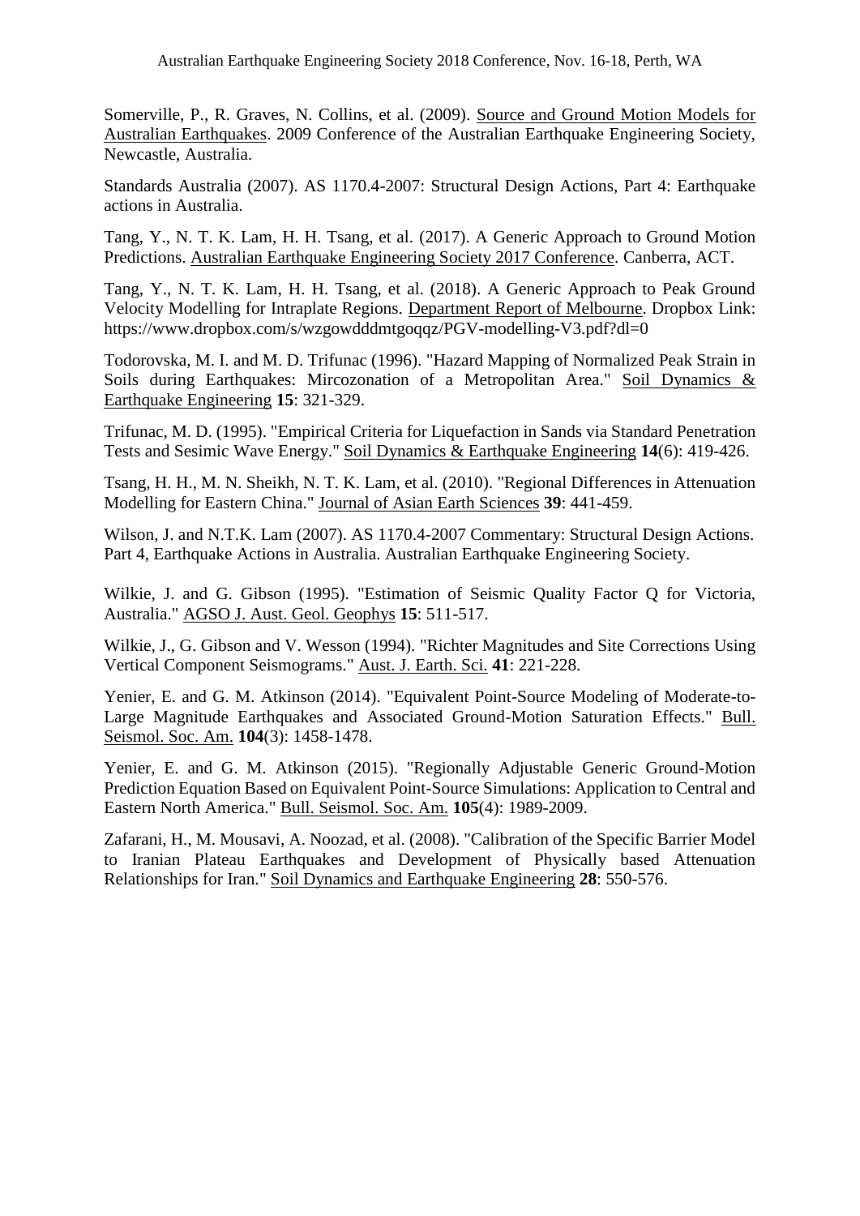Somerville, P., R. Graves, N. Collins, et al. (2009). Source and Ground Motion Models for Australian Earthquakes. 2009 Conference of the Australian Earthquake Engineering Society, Newcastle, Australia.

Standards Australia (2007). AS 1170.4-2007: Structural Design Actions, Part 4: Earthquake actions in Australia.

Tang, Y., N. T. K. Lam, H. H. Tsang, et al. (2017). A Generic Approach to Ground Motion Predictions. Australian Earthquake Engineering Society 2017 Conference. Canberra, ACT.

Tang, Y., N. T. K. Lam, H. H. Tsang, et al. (2018). A Generic Approach to Peak Ground Velocity Modelling for Intraplate Regions. Department Report of Melbourne. Dropbox Link: https://www.dropbox.com/s/wzgowdddmtgoqqz/PGV-modelling-V3.pdf?dl=0

Todorovska, M. I. and M. D. Trifunac (1996). "Hazard Mapping of Normalized Peak Strain in Soils during Earthquakes: Mircozonation of a Metropolitan Area." Soil Dynamics & Earthquake Engineering **15**: 321-329.

Trifunac, M. D. (1995). "Empirical Criteria for Liquefaction in Sands via Standard Penetration Tests and Sesimic Wave Energy." Soil Dynamics & Earthquake Engineering **14**(6): 419-426.

Tsang, H. H., M. N. Sheikh, N. T. K. Lam, et al. (2010). "Regional Differences in Attenuation Modelling for Eastern China." Journal of Asian Earth Sciences **39**: 441-459.

Wilson, J. and N.T.K. Lam (2007). AS 1170.4-2007 Commentary: Structural Design Actions. Part 4, Earthquake Actions in Australia. Australian Earthquake Engineering Society.

Wilkie, J. and G. Gibson (1995). "Estimation of Seismic Quality Factor Q for Victoria, Australia." AGSO J. Aust. Geol. Geophys **15**: 511-517.

Wilkie, J., G. Gibson and V. Wesson (1994). "Richter Magnitudes and Site Corrections Using Vertical Component Seismograms." Aust. J. Earth. Sci. **41**: 221-228.

Yenier, E. and G. M. Atkinson (2014). "Equivalent Point-Source Modeling of Moderate-to-Large Magnitude Earthquakes and Associated Ground-Motion Saturation Effects." Bull. Seismol. Soc. Am. **104**(3): 1458-1478.

Yenier, E. and G. M. Atkinson (2015). "Regionally Adjustable Generic Ground-Motion Prediction Equation Based on Equivalent Point-Source Simulations: Application to Central and Eastern North America." Bull. Seismol. Soc. Am. **105**(4): 1989-2009.

Zafarani, H., M. Mousavi, A. Noozad, et al. (2008). "Calibration of the Specific Barrier Model to Iranian Plateau Earthquakes and Development of Physically based Attenuation Relationships for Iran." Soil Dynamics and Earthquake Engineering **28**: 550-576.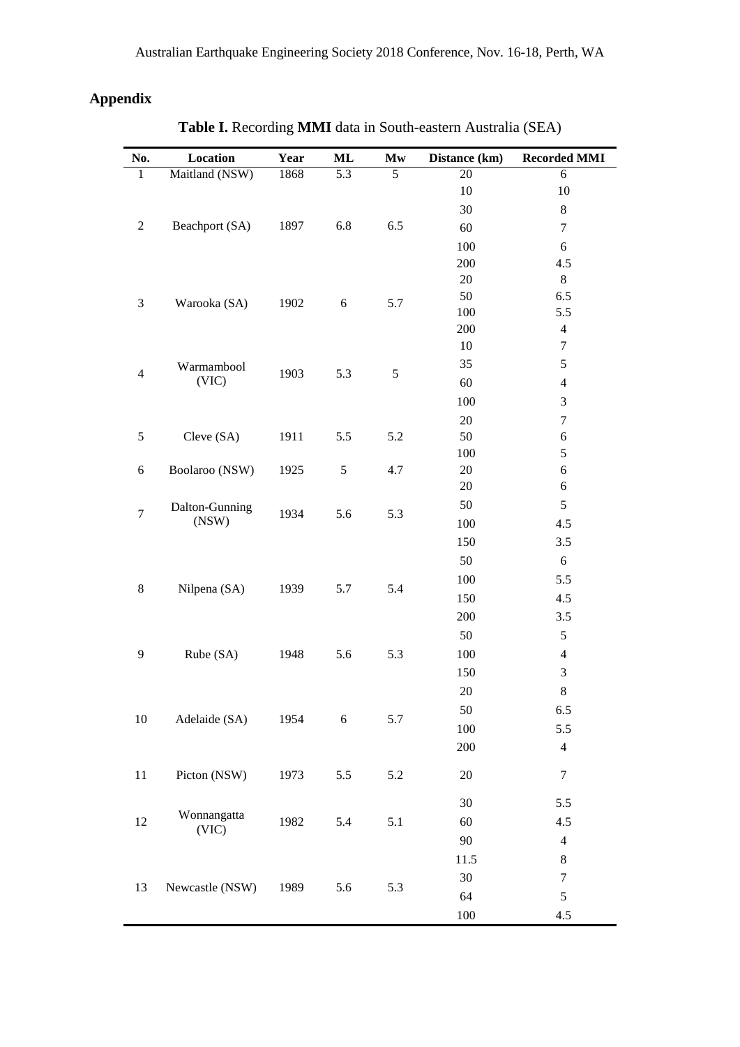## Appendix

**Table I.** Recording **MMI** data in South-eastern Australia (SEA)

| No. | Location | Year | ML | Mw | Distance (km) | Recorded MMI |
|---|---|---|---|---|---|---|
| 1 | Maitland (NSW) | 1868 | 5.3 | 5 | 20 | 6 |
| 2 | Beachport (SA) | 1897 | 6.8 | 6.5 | 10 | 10 |
| | | | | | 30 | 8 |
| | | | | | 60 | 7 |
| | | | | | 100 | 6 |
| | | | | | 200 | 4.5 |
| 3 | Warooka (SA) | 1902 | 6 | 5.7 | 20 | 8 |
| | | | | | 50 | 6.5 |
| | | | | | 100 | 5.5 |
| | | | | | 200 | 4 |
| 4 | Warmambool (VIC) | 1903 | 5.3 | 5 | 10 | 7 |
| | | | | | 35 | 5 |
| | | | | | 60 | 4 |
| | | | | | 100 | 3 |
| 5 | Cleve (SA) | 1911 | 5.5 | 5.2 | 20 | 7 |
| | | | | | 50 | 6 |
| | | | | | 100 | 5 |
| 6 | Boolaroo (NSW) | 1925 | 5 | 4.7 | 20 | 6 |
| 7 | Dalton-Gunning (NSW) | 1934 | 5.6 | 5.3 | 20 | 6 |
| | | | | | 50 | 5 |
| | | | | | 100 | 4.5 |
| | | | | | 150 | 3.5 |
| 8 | Nilpena (SA) | 1939 | 5.7 | 5.4 | 50 | 6 |
| | | | | | 100 | 5.5 |
| | | | | | 150 | 4.5 |
| | | | | | 200 | 3.5 |
| 9 | Rube (SA) | 1948 | 5.6 | 5.3 | 50 | 5 |
| | | | | | 100 | 4 |
| | | | | | 150 | 3 |
| 10 | Adelaide (SA) | 1954 | 6 | 5.7 | 20 | 8 |
| | | | | | 50 | 6.5 |
| | | | | | 100 | 5.5 |
| | | | | | 200 | 4 |
| 11 | Picton (NSW) | 1973 | 5.5 | 5.2 | 20 | 7 |
| 12 | Wonnangatta (VIC) | 1982 | 5.4 | 5.1 | 30 | 5.5 |
| | | | | | 60 | 4.5 |
| | | | | | 90 | 4 |
| 13 | Newcastle (NSW) | 1989 | 5.6 | 5.3 | 11.5 | 8 |
| | | | | | 30 | 7 |
| | | | | | 64 | 5 |
| | | | | | 100 | 4.5 |